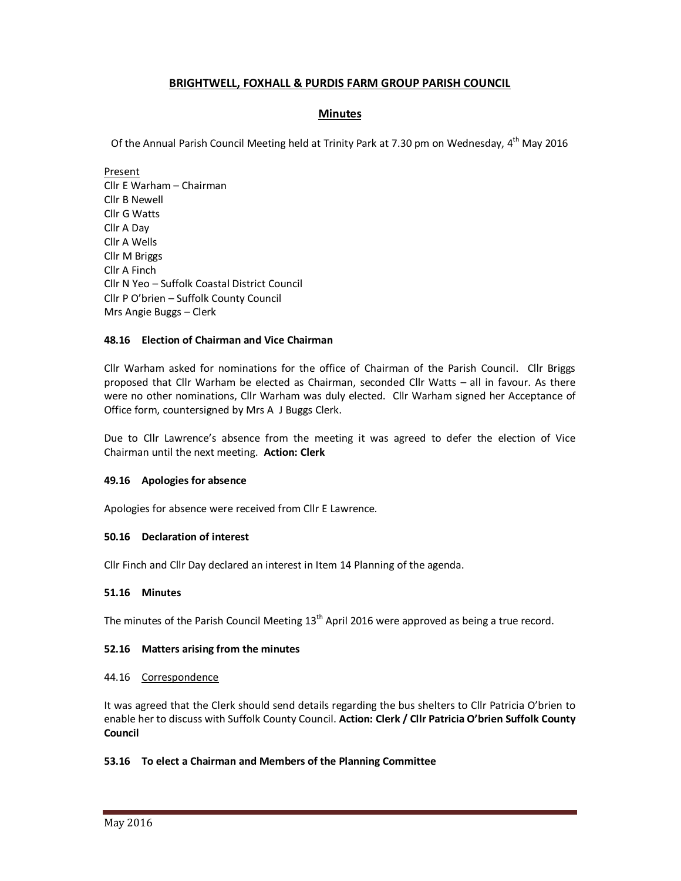**BRIGHTWELL, FOXHALL & PURDIS FARM GROUP PARISH COUNCIL**

**Minutes**

Of the Annual Parish Council Meeting held at Trinity Park at 7.30 pm on Wednesday, 4th May 2016

Present
Cllr E Warham – Chairman
Cllr B Newell
Cllr G Watts
Cllr A Day
Cllr A Wells
Cllr M Briggs
Cllr A Finch
Cllr N Yeo – Suffolk Coastal District Council
Cllr P O'brien – Suffolk County Council
Mrs Angie Buggs – Clerk

**48.16 Election of Chairman and Vice Chairman**

Cllr Warham asked for nominations for the office of Chairman of the Parish Council. Cllr Briggs proposed that Cllr Warham be elected as Chairman, seconded Cllr Watts – all in favour. As there were no other nominations, Cllr Warham was duly elected. Cllr Warham signed her Acceptance of Office form, countersigned by Mrs A J Buggs Clerk.

Due to Cllr Lawrence's absence from the meeting it was agreed to defer the election of Vice Chairman until the next meeting. **Action: Clerk**

**49.16 Apologies for absence**

Apologies for absence were received from Cllr E Lawrence.

**50.16 Declaration of interest**

Cllr Finch and Cllr Day declared an interest in Item 14 Planning of the agenda.

**51.16 Minutes**

The minutes of the Parish Council Meeting 13th April 2016 were approved as being a true record.

**52.16 Matters arising from the minutes**

44.16 Correspondence

It was agreed that the Clerk should send details regarding the bus shelters to Cllr Patricia O'brien to enable her to discuss with Suffolk County Council. **Action: Clerk / Cllr Patricia O'brien Suffolk County Council**

**53.16 To elect a Chairman and Members of the Planning Committee**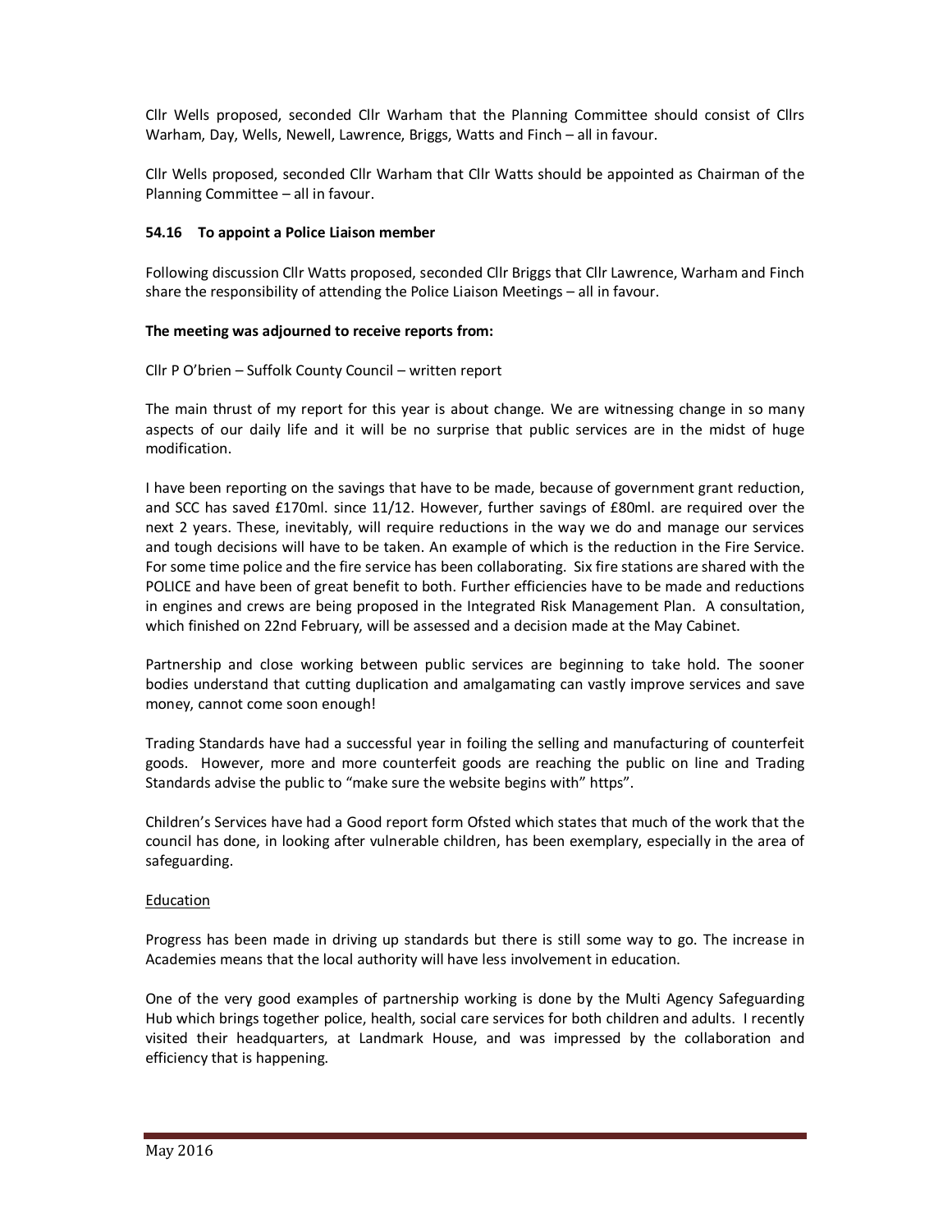Cllr Wells proposed, seconded Cllr Warham that the Planning Committee should consist of Cllrs Warham, Day, Wells, Newell, Lawrence, Briggs, Watts and Finch – all in favour.

Cllr Wells proposed, seconded Cllr Warham that Cllr Watts should be appointed as Chairman of the Planning Committee – all in favour.

**54.16 To appoint a Police Liaison member**

Following discussion Cllr Watts proposed, seconded Cllr Briggs that Cllr Lawrence, Warham and Finch share the responsibility of attending the Police Liaison Meetings – all in favour.

**The meeting was adjourned to receive reports from:**

Cllr P O'brien – Suffolk County Council – written report

The main thrust of my report for this year is about change. We are witnessing change in so many aspects of our daily life and it will be no surprise that public services are in the midst of huge modification.

I have been reporting on the savings that have to be made, because of government grant reduction, and SCC has saved £170ml. since 11/12. However, further savings of £80ml. are required over the next 2 years. These, inevitably, will require reductions in the way we do and manage our services and tough decisions will have to be taken. An example of which is the reduction in the Fire Service. For some time police and the fire service has been collaborating. Six fire stations are shared with the POLICE and have been of great benefit to both. Further efficiencies have to be made and reductions in engines and crews are being proposed in the Integrated Risk Management Plan. A consultation, which finished on 22nd February, will be assessed and a decision made at the May Cabinet.

Partnership and close working between public services are beginning to take hold. The sooner bodies understand that cutting duplication and amalgamating can vastly improve services and save money, cannot come soon enough!

Trading Standards have had a successful year in foiling the selling and manufacturing of counterfeit goods. However, more and more counterfeit goods are reaching the public on line and Trading Standards advise the public to "make sure the website begins with" https".

Children's Services have had a Good report form Ofsted which states that much of the work that the council has done, in looking after vulnerable children, has been exemplary, especially in the area of safeguarding.

<u>Education</u>

Progress has been made in driving up standards but there is still some way to go. The increase in Academies means that the local authority will have less involvement in education.

One of the very good examples of partnership working is done by the Multi Agency Safeguarding Hub which brings together police, health, social care services for both children and adults. I recently visited their headquarters, at Landmark House, and was impressed by the collaboration and efficiency that is happening.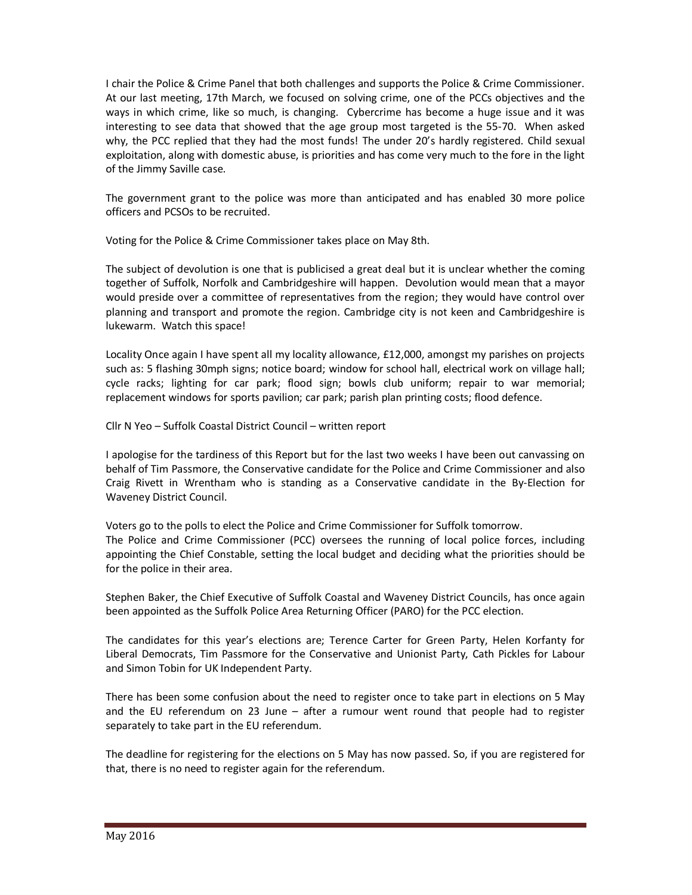I chair the Police & Crime Panel that both challenges and supports the Police & Crime Commissioner. At our last meeting, 17th March, we focused on solving crime, one of the PCCs objectives and the ways in which crime, like so much, is changing. Cybercrime has become a huge issue and it was interesting to see data that showed that the age group most targeted is the 55-70. When asked why, the PCC replied that they had the most funds! The under 20's hardly registered. Child sexual exploitation, along with domestic abuse, is priorities and has come very much to the fore in the light of the Jimmy Saville case.

The government grant to the police was more than anticipated and has enabled 30 more police officers and PCSOs to be recruited.

Voting for the Police & Crime Commissioner takes place on May 8th.

The subject of devolution is one that is publicised a great deal but it is unclear whether the coming together of Suffolk, Norfolk and Cambridgeshire will happen. Devolution would mean that a mayor would preside over a committee of representatives from the region; they would have control over planning and transport and promote the region. Cambridge city is not keen and Cambridgeshire is lukewarm. Watch this space!

Locality Once again I have spent all my locality allowance, £12,000, amongst my parishes on projects such as: 5 flashing 30mph signs; notice board; window for school hall, electrical work on village hall; cycle racks; lighting for car park; flood sign; bowls club uniform; repair to war memorial; replacement windows for sports pavilion; car park; parish plan printing costs; flood defence.

Cllr N Yeo – Suffolk Coastal District Council – written report

I apologise for the tardiness of this Report but for the last two weeks I have been out canvassing on behalf of Tim Passmore, the Conservative candidate for the Police and Crime Commissioner and also Craig Rivett in Wrentham who is standing as a Conservative candidate in the By-Election for Waveney District Council.

Voters go to the polls to elect the Police and Crime Commissioner for Suffolk tomorrow.
The Police and Crime Commissioner (PCC) oversees the running of local police forces, including appointing the Chief Constable, setting the local budget and deciding what the priorities should be for the police in their area.

Stephen Baker, the Chief Executive of Suffolk Coastal and Waveney District Councils, has once again been appointed as the Suffolk Police Area Returning Officer (PARO) for the PCC election.

The candidates for this year's elections are; Terence Carter for Green Party, Helen Korfanty for Liberal Democrats, Tim Passmore for the Conservative and Unionist Party, Cath Pickles for Labour and Simon Tobin for UK Independent Party.

There has been some confusion about the need to register once to take part in elections on 5 May and the EU referendum on 23 June – after a rumour went round that people had to register separately to take part in the EU referendum.

The deadline for registering for the elections on 5 May has now passed. So, if you are registered for that, there is no need to register again for the referendum.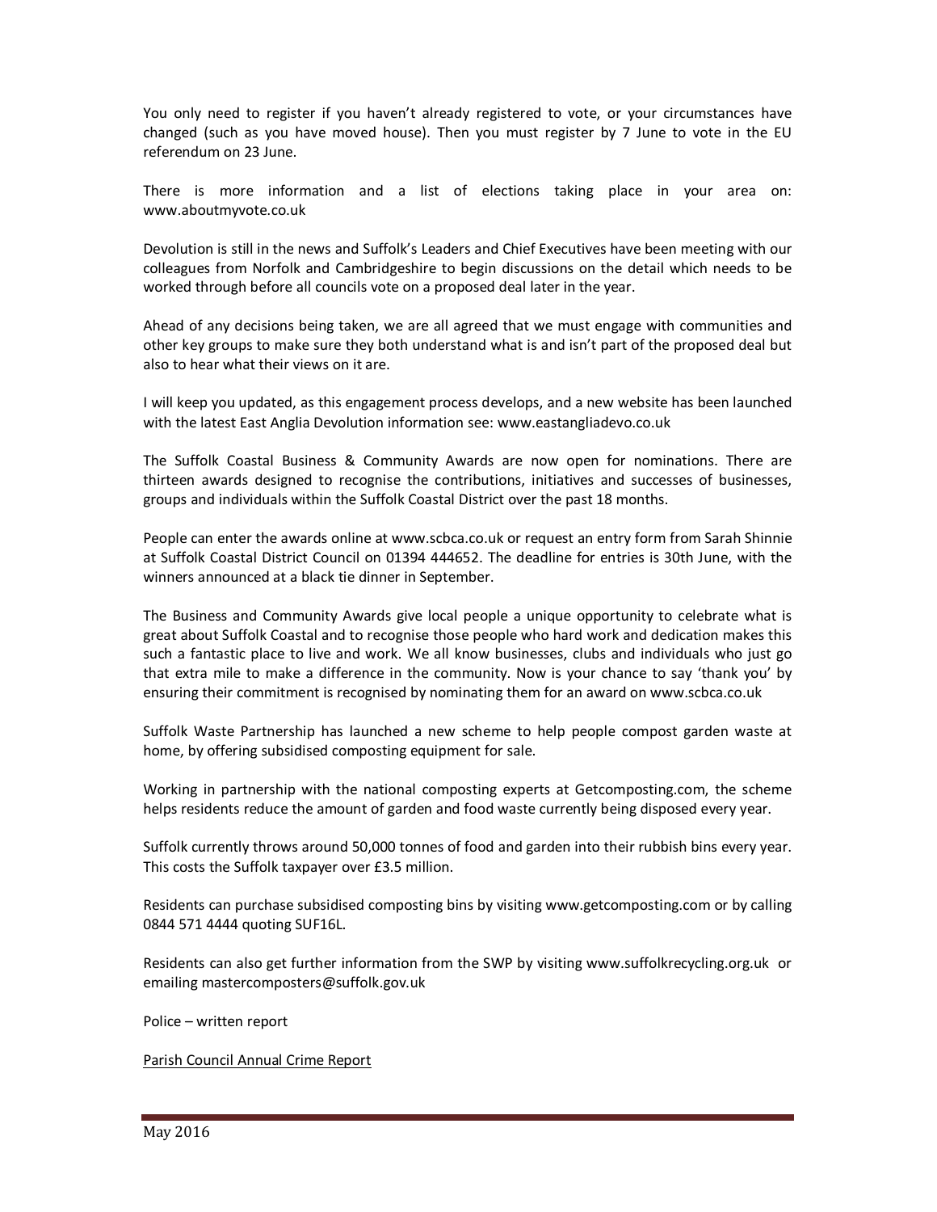You only need to register if you haven't already registered to vote, or your circumstances have changed (such as you have moved house). Then you must register by 7 June to vote in the EU referendum on 23 June.

There is more information and a list of elections taking place in your area on: www.aboutmyvote.co.uk

Devolution is still in the news and Suffolk's Leaders and Chief Executives have been meeting with our colleagues from Norfolk and Cambridgeshire to begin discussions on the detail which needs to be worked through before all councils vote on a proposed deal later in the year.

Ahead of any decisions being taken, we are all agreed that we must engage with communities and other key groups to make sure they both understand what is and isn't part of the proposed deal but also to hear what their views on it are.

I will keep you updated, as this engagement process develops, and a new website has been launched with the latest East Anglia Devolution information see: www.eastangliadevo.co.uk

The Suffolk Coastal Business & Community Awards are now open for nominations. There are thirteen awards designed to recognise the contributions, initiatives and successes of businesses, groups and individuals within the Suffolk Coastal District over the past 18 months.

People can enter the awards online at www.scbca.co.uk or request an entry form from Sarah Shinnie at Suffolk Coastal District Council on 01394 444652. The deadline for entries is 30th June, with the winners announced at a black tie dinner in September.

The Business and Community Awards give local people a unique opportunity to celebrate what is great about Suffolk Coastal and to recognise those people who hard work and dedication makes this such a fantastic place to live and work. We all know businesses, clubs and individuals who just go that extra mile to make a difference in the community. Now is your chance to say 'thank you' by ensuring their commitment is recognised by nominating them for an award on www.scbca.co.uk

Suffolk Waste Partnership has launched a new scheme to help people compost garden waste at home, by offering subsidised composting equipment for sale.

Working in partnership with the national composting experts at Getcomposting.com, the scheme helps residents reduce the amount of garden and food waste currently being disposed every year.

Suffolk currently throws around 50,000 tonnes of food and garden into their rubbish bins every year. This costs the Suffolk taxpayer over £3.5 million.

Residents can purchase subsidised composting bins by visiting www.getcomposting.com or by calling 0844 571 4444 quoting SUF16L.

Residents can also get further information from the SWP by visiting www.suffolkrecycling.org.uk or emailing mastercomposters@suffolk.gov.uk

Police – written report

<u>Parish Council Annual Crime Report</u>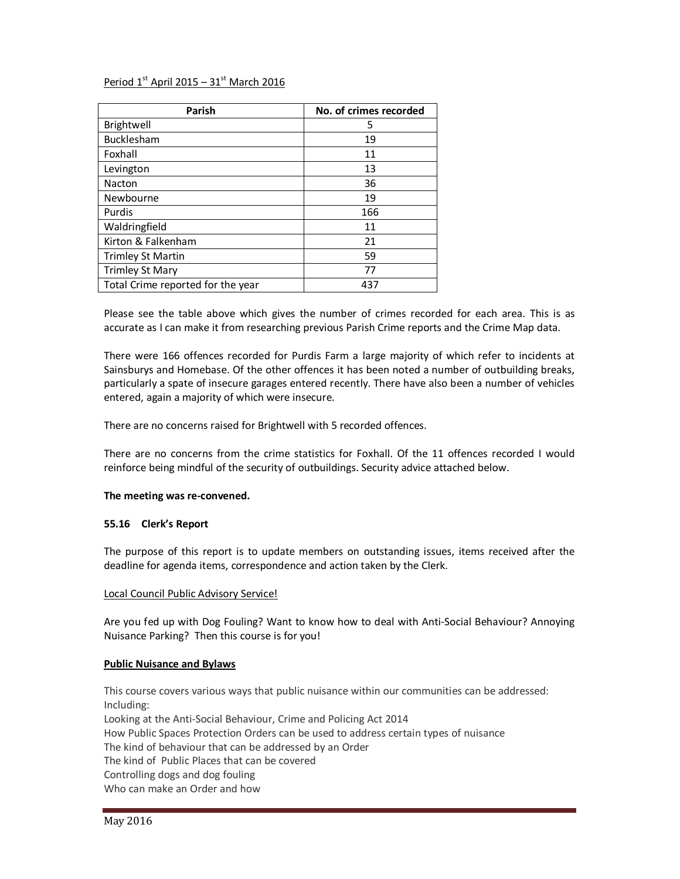Period 1st April 2015 – 31st March 2016

| Parish | No. of crimes recorded |
|---|---|
| Brightwell | 5 |
| Bucklesham | 19 |
| Foxhall | 11 |
| Levington | 13 |
| Nacton | 36 |
| Newbourne | 19 |
| Purdis | 166 |
| Waldringfield | 11 |
| Kirton & Falkenham | 21 |
| Trimley St Martin | 59 |
| Trimley St Mary | 77 |
| Total Crime reported for the year | 437 |

Please see the table above which gives the number of crimes recorded for each area. This is as accurate as I can make it from researching previous Parish Crime reports and the Crime Map data.

There were 166 offences recorded for Purdis Farm a large majority of which refer to incidents at Sainsburys and Homebase. Of the other offences it has been noted a number of outbuilding breaks, particularly a spate of insecure garages entered recently. There have also been a number of vehicles entered, again a majority of which were insecure.

There are no concerns raised for Brightwell with 5 recorded offences.

There are no concerns from the crime statistics for Foxhall. Of the 11 offences recorded I would reinforce being mindful of the security of outbuildings. Security advice attached below.

**The meeting was re-convened.**

**55.16 Clerk's Report**

The purpose of this report is to update members on outstanding issues, items received after the deadline for agenda items, correspondence and action taken by the Clerk.

Local Council Public Advisory Service!

Are you fed up with Dog Fouling? Want to know how to deal with Anti-Social Behaviour? Annoying Nuisance Parking? Then this course is for you!

**Public Nuisance and Bylaws**

This course covers various ways that public nuisance within our communities can be addressed:
Including:
Looking at the Anti-Social Behaviour, Crime and Policing Act 2014
How Public Spaces Protection Orders can be used to address certain types of nuisance
The kind of behaviour that can be addressed by an Order
The kind of Public Places that can be covered
Controlling dogs and dog fouling
Who can make an Order and how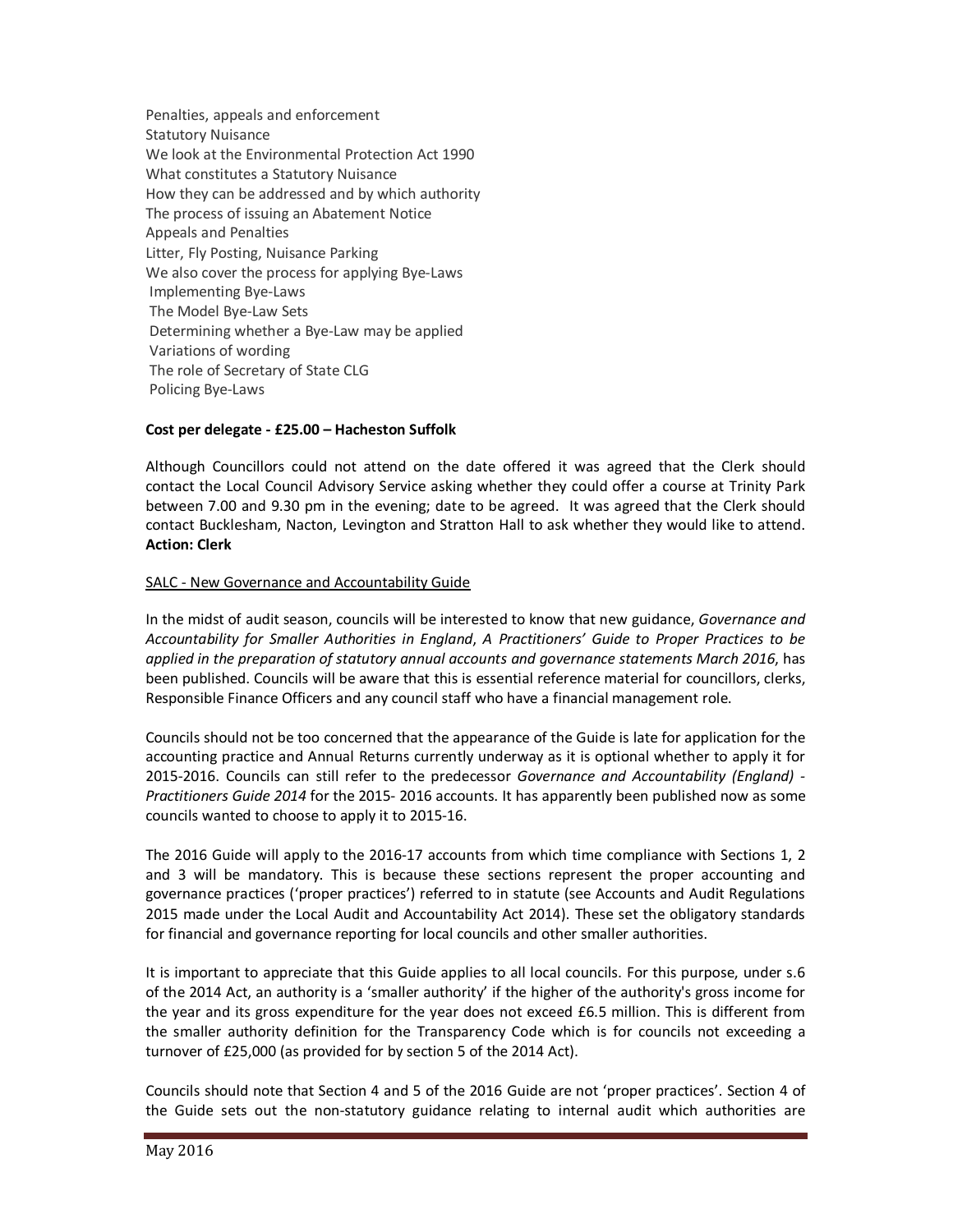Penalties, appeals and enforcement
Statutory Nuisance
We look at the Environmental Protection Act 1990
What constitutes a Statutory Nuisance
How they can be addressed and by which authority
The process of issuing an Abatement Notice
Appeals and Penalties
Litter, Fly Posting, Nuisance Parking
We also cover the process for applying Bye-Laws
Implementing Bye-Laws
The Model Bye-Law Sets
Determining whether a Bye-Law may be applied
Variations of wording
The role of Secretary of State CLG
Policing Bye-Laws

**Cost per delegate - £25.00 – Hacheston Suffolk**

Although Councillors could not attend on the date offered it was agreed that the Clerk should contact the Local Council Advisory Service asking whether they could offer a course at Trinity Park between 7.00 and 9.30 pm in the evening; date to be agreed. It was agreed that the Clerk should contact Bucklesham, Nacton, Levington and Stratton Hall to ask whether they would like to attend.
**Action: Clerk**

SALC - New Governance and Accountability Guide

In the midst of audit season, councils will be interested to know that new guidance, *Governance and Accountability for Smaller Authorities in England*, *A Practitioners' Guide to Proper Practices to be applied in the preparation of statutory annual accounts and governance statements March 2016*, has been published. Councils will be aware that this is essential reference material for councillors, clerks, Responsible Finance Officers and any council staff who have a financial management role.

Councils should not be too concerned that the appearance of the Guide is late for application for the accounting practice and Annual Returns currently underway as it is optional whether to apply it for 2015-2016. Councils can still refer to the predecessor *Governance and Accountability (England) - Practitioners Guide 2014* for the 2015- 2016 accounts. It has apparently been published now as some councils wanted to choose to apply it to 2015-16.

The 2016 Guide will apply to the 2016-17 accounts from which time compliance with Sections 1, 2 and 3 will be mandatory. This is because these sections represent the proper accounting and governance practices ('proper practices') referred to in statute (see Accounts and Audit Regulations 2015 made under the Local Audit and Accountability Act 2014). These set the obligatory standards for financial and governance reporting for local councils and other smaller authorities.

It is important to appreciate that this Guide applies to all local councils. For this purpose, under s.6 of the 2014 Act, an authority is a 'smaller authority' if the higher of the authority's gross income for the year and its gross expenditure for the year does not exceed £6.5 million. This is different from the smaller authority definition for the Transparency Code which is for councils not exceeding a turnover of £25,000 (as provided for by section 5 of the 2014 Act).

Councils should note that Section 4 and 5 of the 2016 Guide are not 'proper practices'. Section 4 of the Guide sets out the non-statutory guidance relating to internal audit which authorities are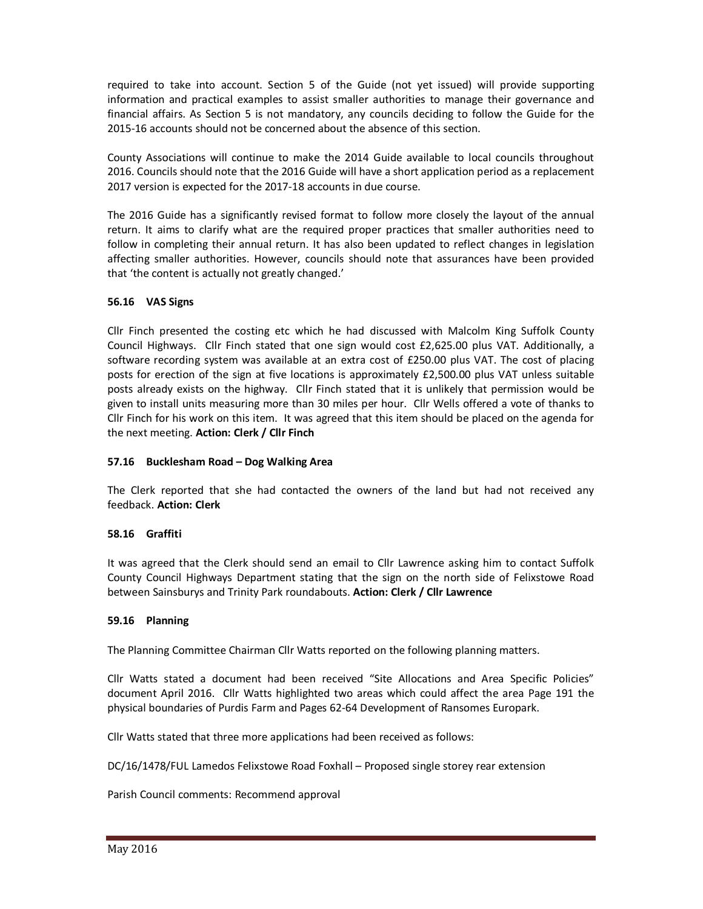required to take into account. Section 5 of the Guide (not yet issued) will provide supporting information and practical examples to assist smaller authorities to manage their governance and financial affairs. As Section 5 is not mandatory, any councils deciding to follow the Guide for the 2015-16 accounts should not be concerned about the absence of this section.

County Associations will continue to make the 2014 Guide available to local councils throughout 2016. Councils should note that the 2016 Guide will have a short application period as a replacement 2017 version is expected for the 2017-18 accounts in due course.

The 2016 Guide has a significantly revised format to follow more closely the layout of the annual return. It aims to clarify what are the required proper practices that smaller authorities need to follow in completing their annual return. It has also been updated to reflect changes in legislation affecting smaller authorities. However, councils should note that assurances have been provided that 'the content is actually not greatly changed.'

**56.16 VAS Signs**

Cllr Finch presented the costing etc which he had discussed with Malcolm King Suffolk County Council Highways. Cllr Finch stated that one sign would cost £2,625.00 plus VAT. Additionally, a software recording system was available at an extra cost of £250.00 plus VAT. The cost of placing posts for erection of the sign at five locations is approximately £2,500.00 plus VAT unless suitable posts already exists on the highway. Cllr Finch stated that it is unlikely that permission would be given to install units measuring more than 30 miles per hour. Cllr Wells offered a vote of thanks to Cllr Finch for his work on this item. It was agreed that this item should be placed on the agenda for the next meeting. **Action: Clerk / Cllr Finch**

**57.16 Bucklesham Road – Dog Walking Area**

The Clerk reported that she had contacted the owners of the land but had not received any feedback. **Action: Clerk**

**58.16 Graffiti**

It was agreed that the Clerk should send an email to Cllr Lawrence asking him to contact Suffolk County Council Highways Department stating that the sign on the north side of Felixstowe Road between Sainsburys and Trinity Park roundabouts. **Action: Clerk / Cllr Lawrence**

**59.16 Planning**

The Planning Committee Chairman Cllr Watts reported on the following planning matters.

Cllr Watts stated a document had been received "Site Allocations and Area Specific Policies" document April 2016. Cllr Watts highlighted two areas which could affect the area Page 191 the physical boundaries of Purdis Farm and Pages 62-64 Development of Ransomes Europark.

Cllr Watts stated that three more applications had been received as follows:

DC/16/1478/FUL Lamedos Felixstowe Road Foxhall – Proposed single storey rear extension

Parish Council comments: Recommend approval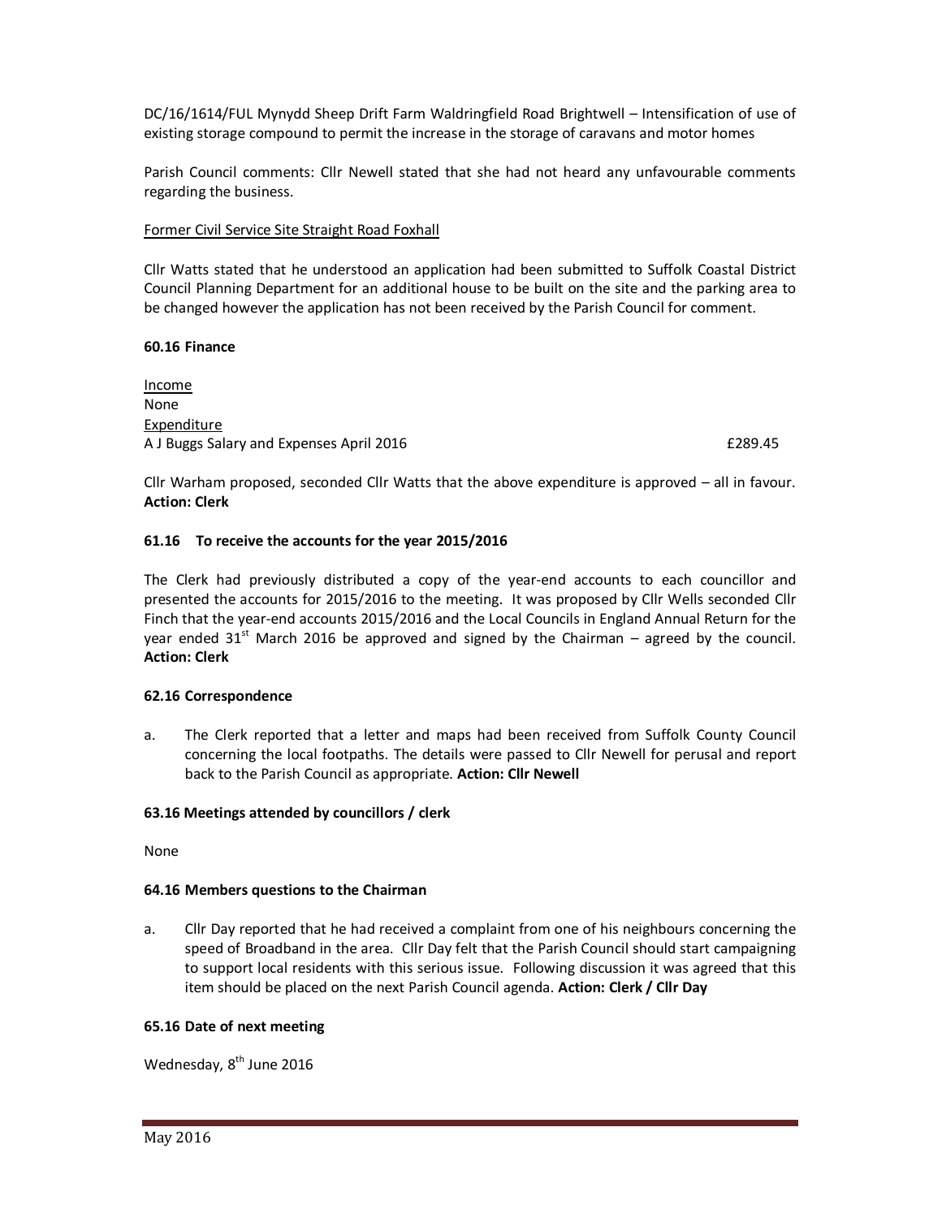DC/16/1614/FUL Mynydd Sheep Drift Farm Waldringfield Road Brightwell – Intensification of use of existing storage compound to permit the increase in the storage of caravans and motor homes

Parish Council comments: Cllr Newell stated that she had not heard any unfavourable comments regarding the business.

Former Civil Service Site Straight Road Foxhall

Cllr Watts stated that he understood an application had been submitted to Suffolk Coastal District Council Planning Department for an additional house to be built on the site and the parking area to be changed however the application has not been received by the Parish Council for comment.

**60.16 Finance**

Income
None
Expenditure
A J Buggs Salary and Expenses April 2016 £289.45

Cllr Warham proposed, seconded Cllr Watts that the above expenditure is approved – all in favour. **Action: Clerk**

**61.16 To receive the accounts for the year 2015/2016**

The Clerk had previously distributed a copy of the year-end accounts to each councillor and presented the accounts for 2015/2016 to the meeting. It was proposed by Cllr Wells seconded Cllr Finch that the year-end accounts 2015/2016 and the Local Councils in England Annual Return for the year ended 31st March 2016 be approved and signed by the Chairman – agreed by the council. **Action: Clerk**

**62.16 Correspondence**

a. The Clerk reported that a letter and maps had been received from Suffolk County Council concerning the local footpaths. The details were passed to Cllr Newell for perusal and report back to the Parish Council as appropriate. **Action: Cllr Newell**

**63.16 Meetings attended by councillors / clerk**

None

**64.16 Members questions to the Chairman**

a. Cllr Day reported that he had received a complaint from one of his neighbours concerning the speed of Broadband in the area. Cllr Day felt that the Parish Council should start campaigning to support local residents with this serious issue. Following discussion it was agreed that this item should be placed on the next Parish Council agenda. **Action: Clerk / Cllr Day**

**65.16 Date of next meeting**

Wednesday, 8th June 2016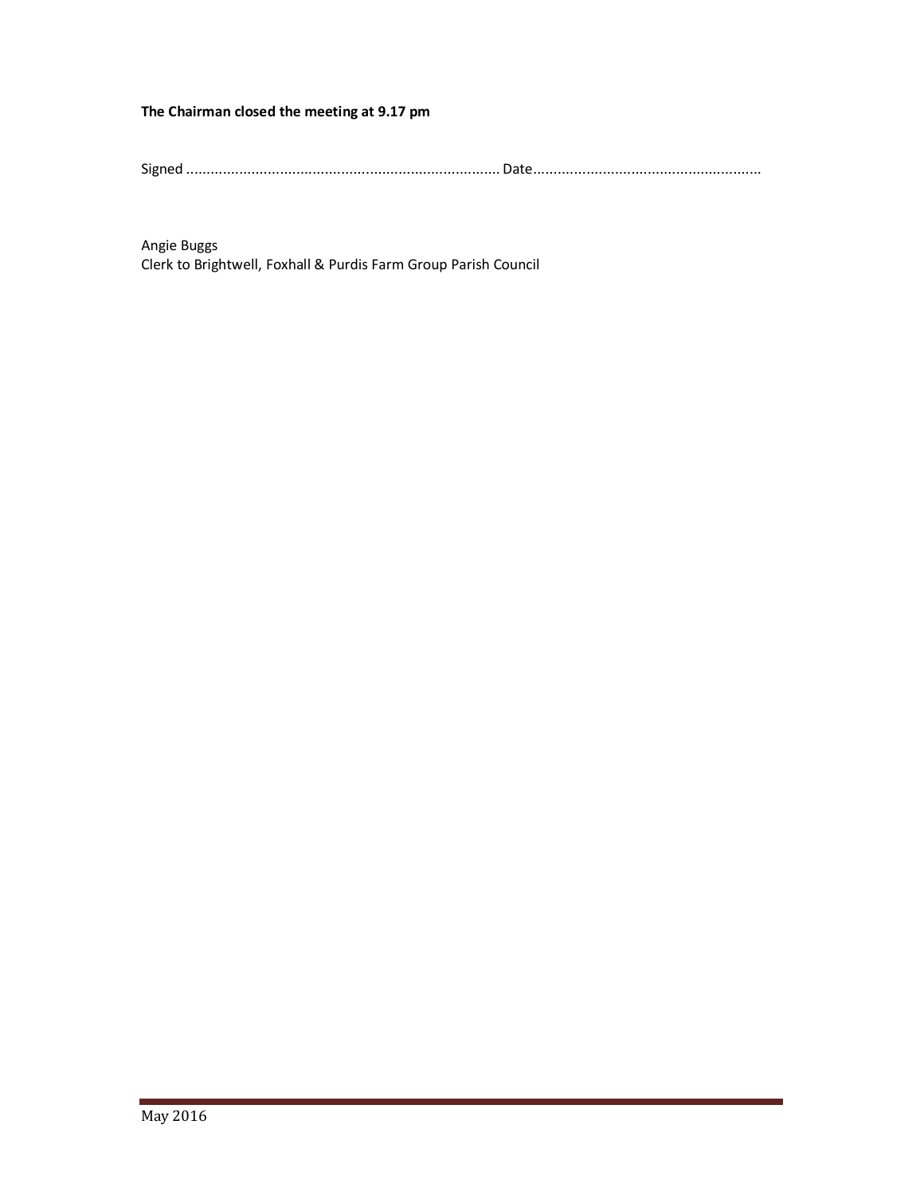**The Chairman closed the meeting at 9.17 pm**

Signed ............................................................................ Date.......................................................

Angie Buggs
Clerk to Brightwell, Foxhall & Purdis Farm Group Parish Council